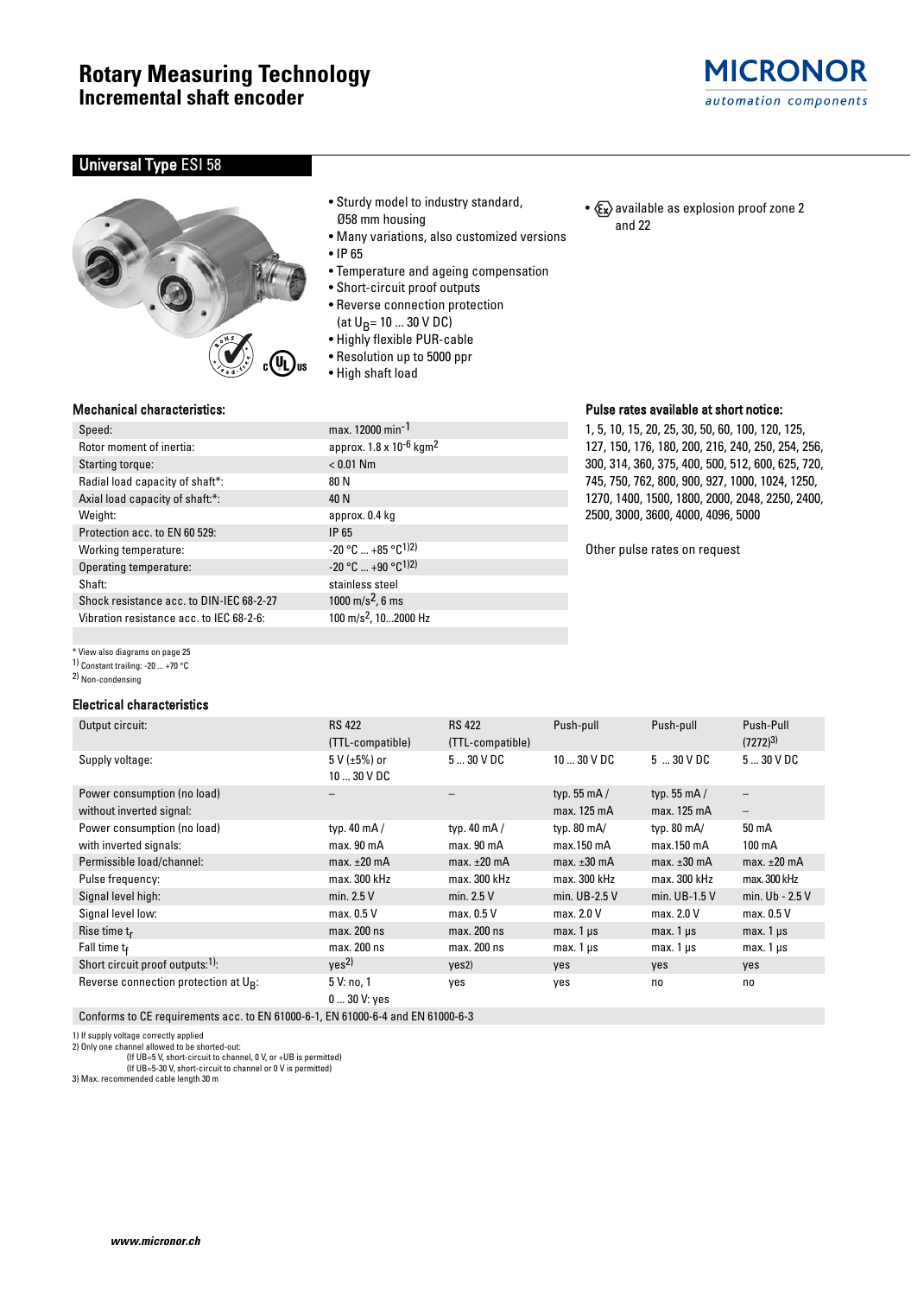# Rotary Measuring Technology
## Incremental shaft encoder

MICRONOR
automation components

## Universal Type ESI 58

- Sturdy model to industry standard, Ø58 mm housing
- Many variations, also customized versions
- IP 65
- Temperature and ageing compensation
- Short-circuit proof outputs
- Reverse connection protection (at $U_B$= 10 ... 30 V DC)
- Highly flexible PUR-cable
- Resolution up to 5000 ppr
- High shaft load
- Ex available as explosion proof zone 2 and 22

### Mechanical characteristics:

| | |
|---|---|
| Speed: | max. 12000 $min^{-1}$ |
| Rotor moment of inertia: | approx. 1.8 x $10^{-6}$ $kgm^2$ |
| Starting torque: | < 0.01 Nm |
| Radial load capacity of shaft*: | 80 N |
| Axial load capacity of shaft*: | 40 N |
| Weight: | approx. 0.4 kg |
| Protection acc. to EN 60 529: | IP 65 |
| Working temperature: | -20 °C ... +85 °C[1)2)] |
| Operating temperature: | -20 °C ... +90 °C[1)2)] |
| Shaft: | stainless steel |
| Shock resistance acc. to DIN-IEC 68-2-27 | 1000 $m/s^2$, 6 ms |
| Vibration resistance acc. to IEC 68-2-6: | 100 $m/s^2$, 10...2000 Hz |

\* View also diagrams on page 25
1) Constant trailing: -20 ... +70 °C
2) Non-condensing

### Pulse rates available at short notice:

1, 5, 10, 15, 20, 25, 30, 50, 60, 100, 120, 125, 127, 150, 176, 180, 200, 216, 240, 250, 254, 256, 300, 314, 360, 375, 400, 500, 512, 600, 625, 720, 745, 750, 762, 800, 900, 927, 1000, 1024, 1250, 1270, 1400, 1500, 1800, 2000, 2048, 2250, 2400, 2500, 3000, 3600, 4000, 4096, 5000

Other pulse rates on request

### Electrical characteristics

| Output circuit: | RS 422 (TTL-compatible) | RS 422 (TTL-compatible) | Push-pull | Push-pull | Push-Pull (7272)[3)] |
|---|---|---|---|---|---|
| Supply voltage: | 5 V (±5%) or 10 ... 30 V DC | 5 ... 30 V DC | 10 ... 30 V DC | 5 ... 30 V DC | 5 ... 30 V DC |
| Power consumption (no load) without inverted signal: | – | – | typ. 55 mA / max. 125 mA | typ. 55 mA / max. 125 mA | – <br> – |
| Power consumption (no load) with inverted signals: | typ. 40 mA / max. 90 mA | typ. 40 mA / max. 90 mA | typ. 80 mA/ max.150 mA | typ. 80 mA/ max.150 mA | 50 mA <br> 100 mA |
| Permissible load/channel: | max. ±20 mA | max. ±20 mA | max. ±30 mA | max. ±30 mA | max. ±20 mA |
| Pulse frequency: | max. 300 kHz | max. 300 kHz | max. 300 kHz | max. 300 kHz | max. 300 kHz |
| Signal level high: | min. 2.5 V | min. 2.5 V | min. UB-2.5 V | min. UB-1.5 V | min. Ub - 2.5 V |
| Signal level low: | max. 0.5 V | max. 0.5 V | max. 2.0 V | max. 2.0 V | max. 0.5 V |
| Rise time $t_r$ | max. 200 ns | max. 200 ns | max. 1 µs | max. 1 µs | max. 1 µs |
| Fall time $t_f$ | max. 200 ns | max. 200 ns | max. 1 µs | max. 1 µs | max. 1 µs |
| Short circuit proof outputs:[1)]: | yes[2)] | yes[2)] | yes | yes | yes |
| Reverse connection protection at $U_B$: | 5 V: no, 1 <br> 0 ... 30 V: yes | yes | yes | no | no |
| Conforms to CE requirements acc. to EN 61000-6-1, EN 61000-6-4 and EN 61000-6-3 | | | | | |

1) If supply voltage correctly applied
2) Only one channel allowed to be shorted-out:
(If UB=5 V, short-circuit to channel, 0 V, or +UB is permitted)
(If UB=5-30 V, short-circuit to channel or 0 V is permitted)
3) Max. recommended cable length 30 m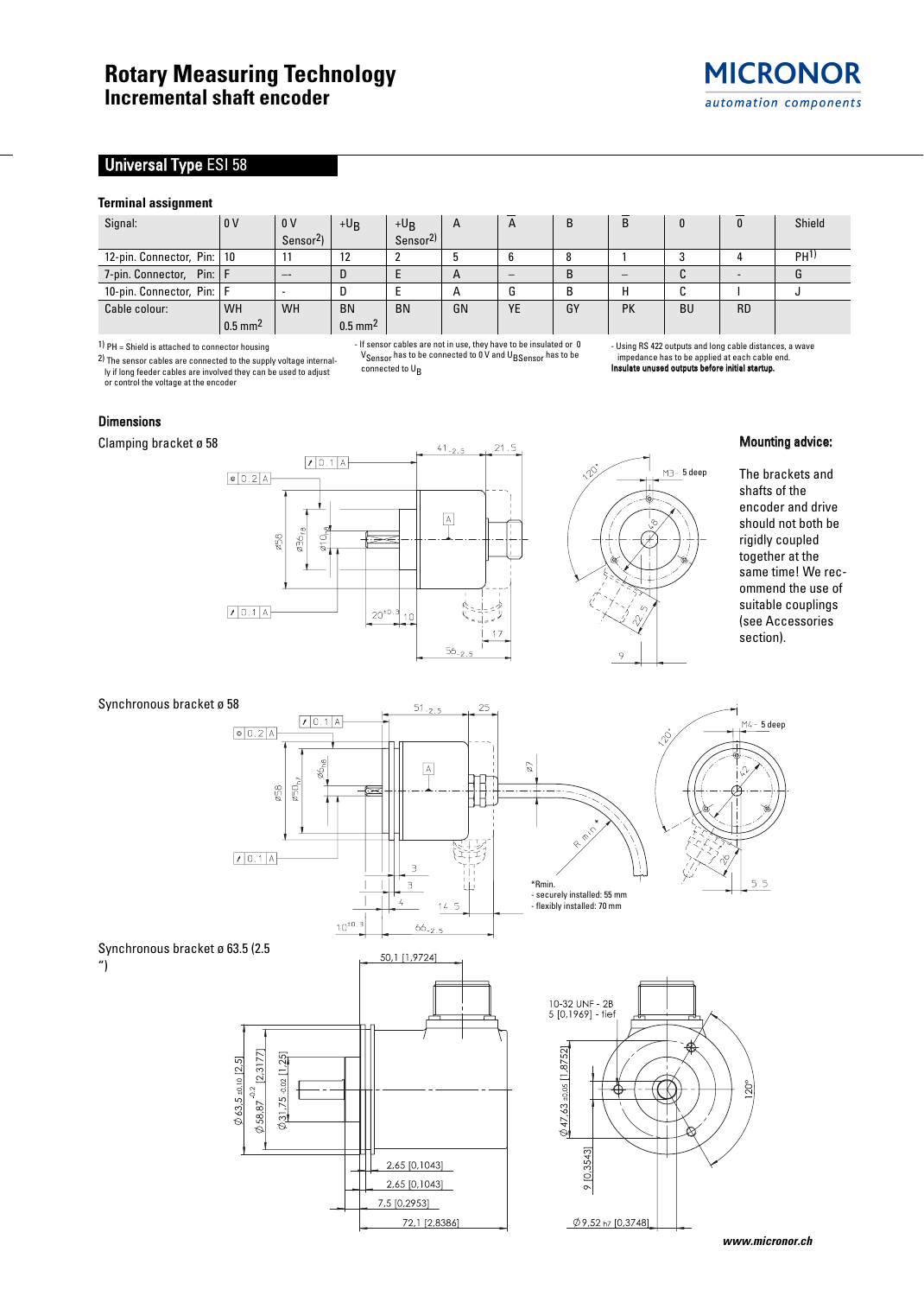# Rotary Measuring Technology
## Incremental shaft encoder

## Universal Type ESI 58

### Terminal assignment

| Signal: | 0 V | 0 V Sensor[2] | $+U_B$ | $+U_B$ Sensor[2] | A | $\overline{A}$ | B | $\overline{B}$ | 0 | $\overline{0}$ | Shield |
|---|---|---|---|---|---|---|---|---|---|---|---|
| 12-pin. Connector, Pin: | 10 | 11 | 12 | 2 | 5 | 6 | 8 | 1 | 3 | 4 | PH[1] |
| 7-pin. Connector, Pin: | F | –– | D | E | A | – | B | – | C | - | G |
| 10-pin. Connector, Pin: | F | - | D | E | A | G | B | H | C | I | J |
| Cable colour: | WH $0.5\ mm^2$ | WH | BN $0.5\ mm^2$ | BN | GN | YE | GY | PK | BU | RD | |

[1] PH = Shield is attached to connector housing

[2] The sensor cables are connected to the supply voltage internally if long feeder cables are involved they can be used to adjust or control the voltage at the encoder

- If sensor cables are not in use, they have to be insulated or 0 $V_{Sensor}$ has to be connected to 0 V and $U_{BSensor}$ has to be connected to $U_B$

- Using RS 422 outputs and long cable distances, a wave impedance has to be applied at each cable end.
**Insulate unused outputs before initial startup.**

### Dimensions

Clamping bracket ø 58

**Mounting advice:**

The brackets and shafts of the encoder and drive should not both be rigidly coupled together at the same time! We recommend the use of suitable couplings (see Accessories section).

Synchronous bracket ø 58

*Rmin.
- securely installed: 55 mm
- flexibly installed: 70 mm

Synchronous bracket ø 63.5 (2.5 ")

www.micronor.ch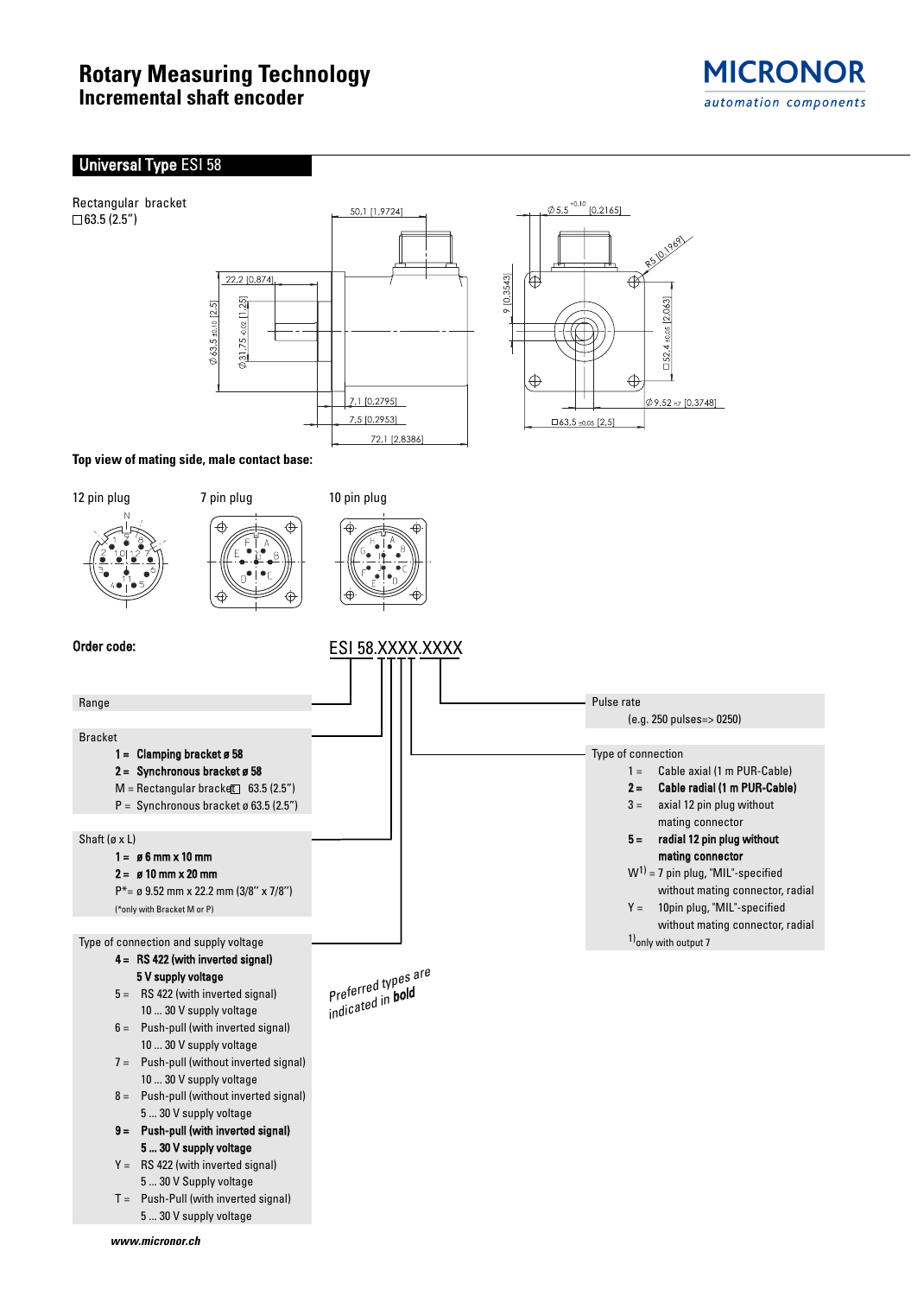# Rotary Measuring Technology
## Incremental shaft encoder

## Universal Type ESI 58

Rectangular bracket
□63.5 (2.5")

50,1 [1,9724]
22,2 [0,874]
Ø 63,5 ±0,10 [2,5]
Ø 31,75 -0,02 [1,25]
7,1 [0,2795]
7,5 [0,2953]
72,1 [2,8386]

Ø 5,5 +0,10 [0,2165]
R5 [0,1969]
9 [0,3543]
□52,4 ±0,05 [2,063]
Ø 9,52 h7 [0,3748]
□63,5 ±0,05 [2,5]

**Top view of mating side, male contact base:**

12 pin plug

7 pin plug

10 pin plug

**Order code:**

ESI 58.XXXX.XXXX

Range

Bracket
- **1 = Clamping bracket ø 58**
- **2 = Synchronous bracket ø 58**
- M = Rectangular bracket □ 63.5 (2.5")
- P = Synchronous bracket ø 63.5 (2.5")

Shaft (ø x L)
- **1 = ø 6 mm x 10 mm**
- **2 = ø 10 mm x 20 mm**
- P*= ø 9.52 mm x 22.2 mm (3/8" x 7/8")

(*only with Bracket M or P)

Type of connection and supply voltage
- **4 = RS 422 (with inverted signal) 5 V supply voltage**
- 5 = RS 422 (with inverted signal) 10 ... 30 V supply voltage
- 6 = Push-pull (with inverted signal) 10 ... 30 V supply voltage
- 7 = Push-pull (without inverted signal) 10 ... 30 V supply voltage
- 8 = Push-pull (without inverted signal) 5 ... 30 V supply voltage
- **9 = Push-pull (with inverted signal) 5 ... 30 V supply voltage**
- Y = RS 422 (with inverted signal) 5 ... 30 V Supply voltage
- T = Push-Pull (with inverted signal) 5 ... 30 V supply voltage

Pulse rate
(e.g. 250 pulses=> 0250)

Type of connection
- 1 = Cable axial (1 m PUR-Cable)
- **2 = Cable radial (1 m PUR-Cable)**
- 3 = axial 12 pin plug without mating connector
- **5 = radial 12 pin plug without mating connector**
- W[1] = 7 pin plug, "MIL"-specified without mating connector, radial
- Y = 10pin plug, "MIL"-specified without mating connector, radial

[1]only with output 7

*Preferred types are indicated in* ***bold***

***www.micronor.ch***